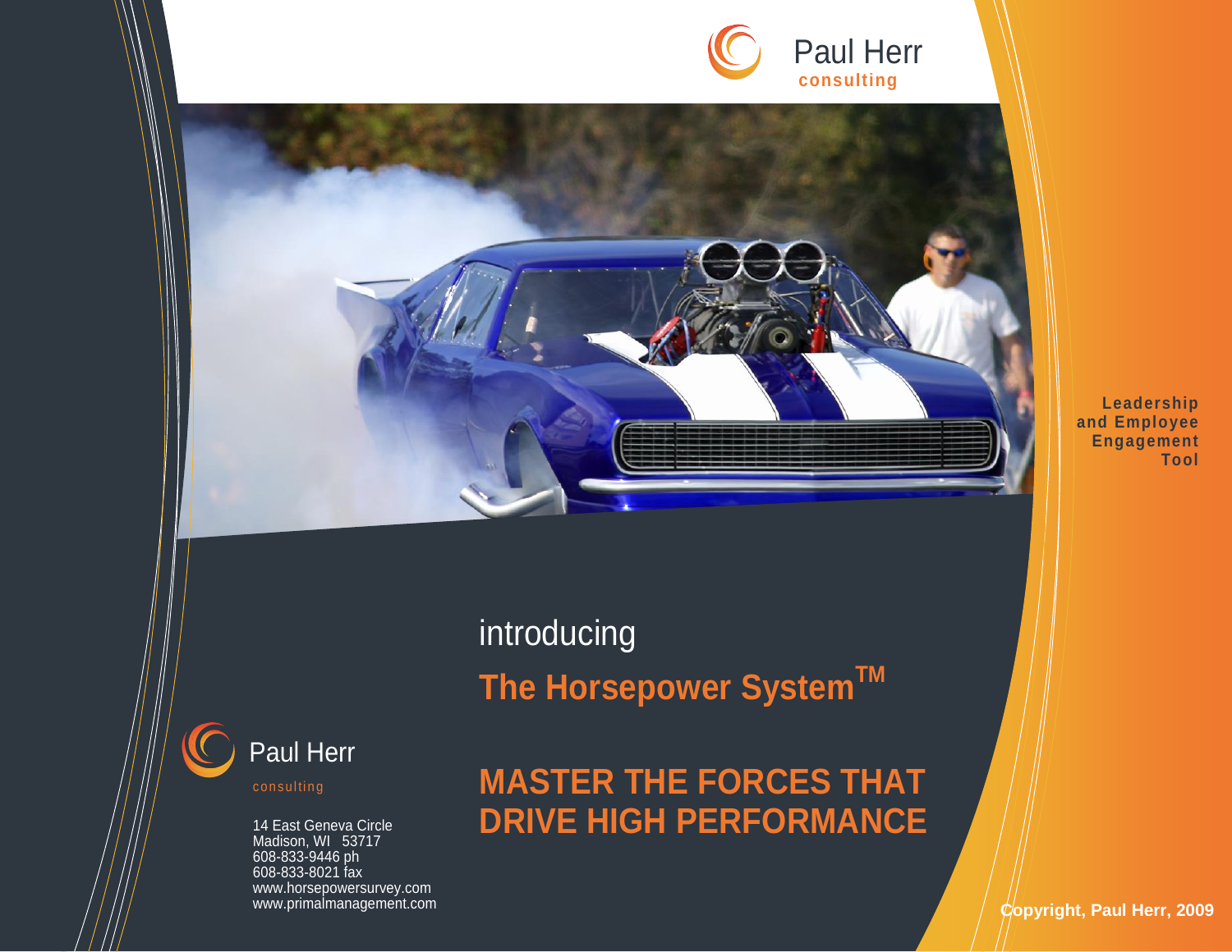Paul Herr
consulting

Leadership and Employee Engagement Tool

introducing

## The Horsepower System™

# MASTER THE FORCES THAT DRIVE HIGH PERFORMANCE

Paul Herr
consulting

14 East Geneva Circle
Madison, WI 53717
608-833-9446 ph
608-833-8021 fax
www.horsepowersurvey.com
www.primalmanagement.com

**Copyright, Paul Herr, 2009**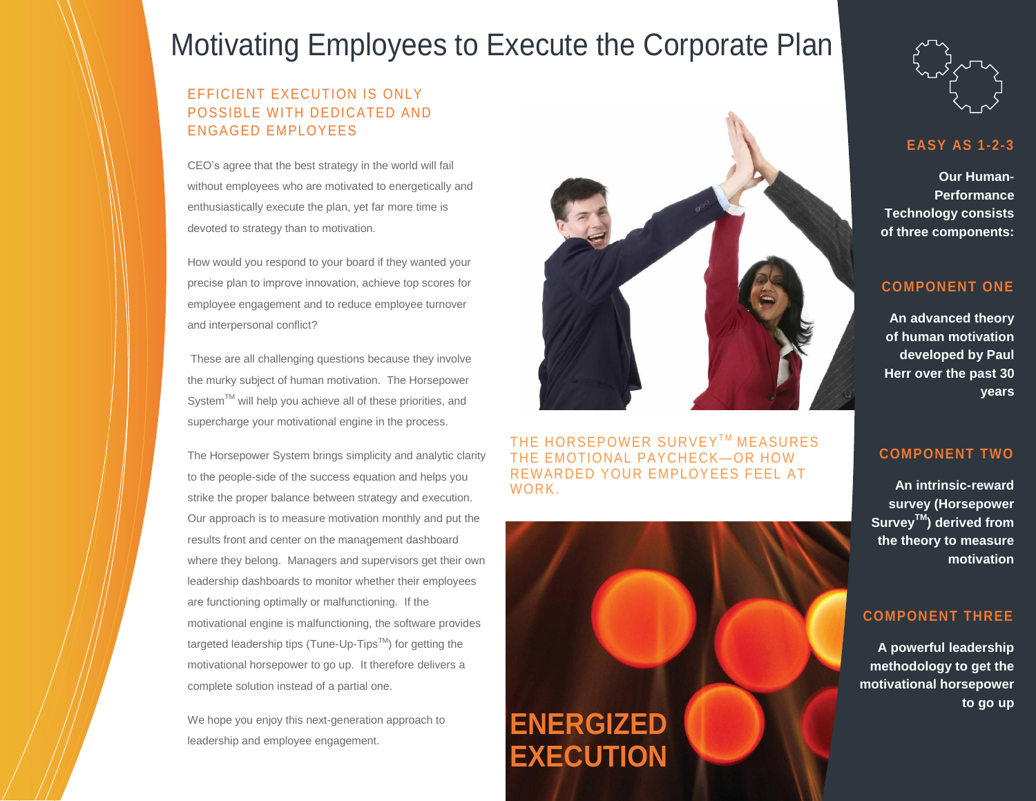# Motivating Employees to Execute the Corporate Plan

## EFFICIENT EXECUTION IS ONLY POSSIBLE WITH DEDICATED AND ENGAGED EMPLOYEES

CEO's agree that the best strategy in the world will fail without employees who are motivated to energetically and enthusiastically execute the plan, yet far more time is devoted to strategy than to motivation.

How would you respond to your board if they wanted your precise plan to improve innovation, achieve top scores for employee engagement and to reduce employee turnover and interpersonal conflict?

These are all challenging questions because they involve the murky subject of human motivation. The Horsepower System™ will help you achieve all of these priorities, and supercharge your motivational engine in the process.

The Horsepower System brings simplicity and analytic clarity to the people-side of the success equation and helps you strike the proper balance between strategy and execution. Our approach is to measure motivation monthly and put the results front and center on the management dashboard where they belong. Managers and supervisors get their own leadership dashboards to monitor whether their employees are functioning optimally or malfunctioning. If the motivational engine is malfunctioning, the software provides targeted leadership tips (Tune-Up-Tips™) for getting the motivational horsepower to go up. It therefore delivers a complete solution instead of a partial one.

We hope you enjoy this next-generation approach to leadership and employee engagement.

THE HORSEPOWER SURVEY™ MEASURES THE EMOTIONAL PAYCHECK—OR HOW REWARDED YOUR EMPLOYEES FEEL AT WORK.

ENERGIZED EXECUTION

## EASY AS 1-2-3

**Our Human-Performance Technology consists of three components:**

### COMPONENT ONE

**An advanced theory of human motivation developed by Paul Herr over the past 30 years**

### COMPONENT TWO

**An intrinsic-reward survey (Horsepower Survey™) derived from the theory to measure motivation**

### COMPONENT THREE

**A powerful leadership methodology to get the motivational horsepower to go up**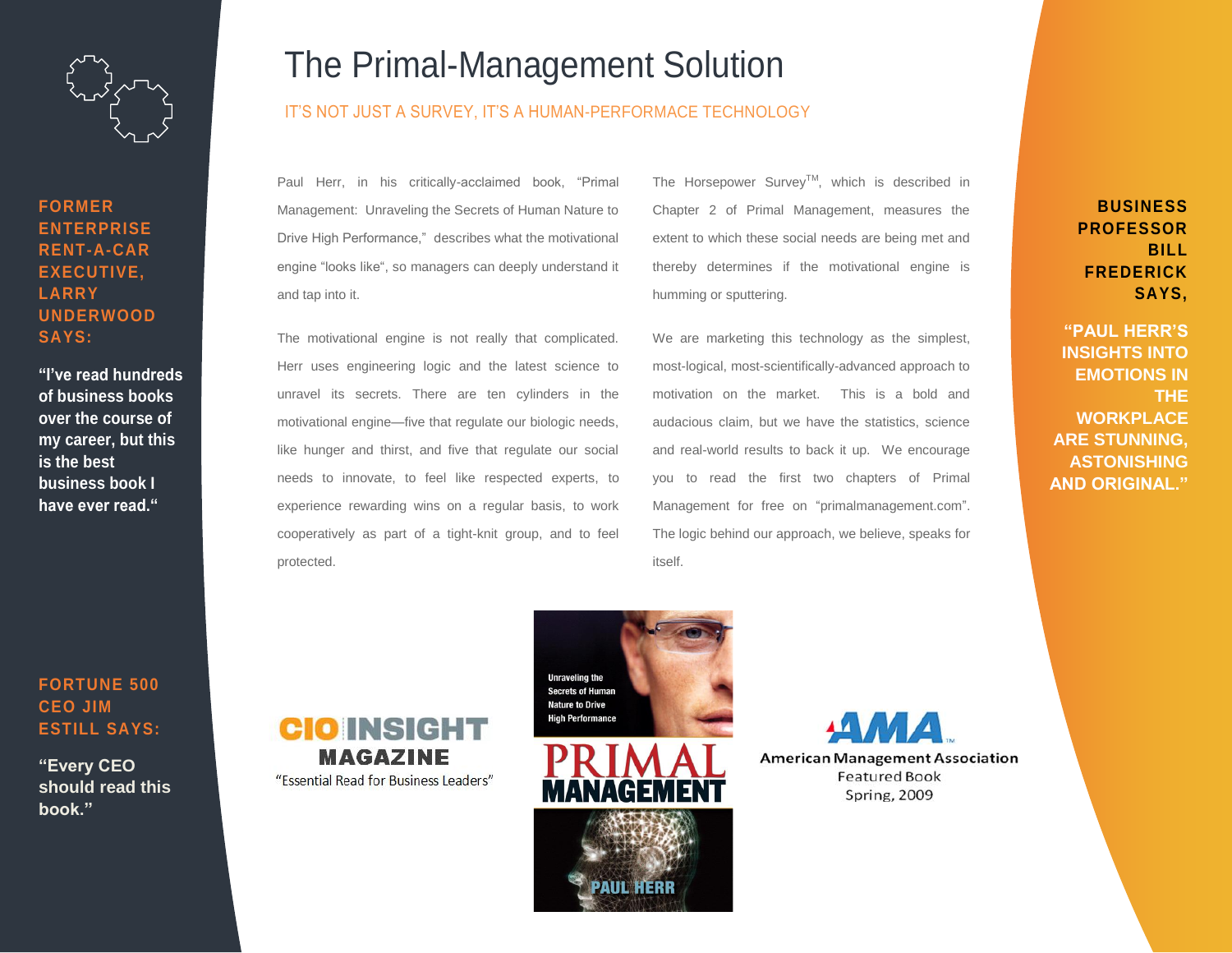# The Primal-Management Solution

IT'S NOT JUST A SURVEY, IT'S A HUMAN-PERFORMACE TECHNOLOGY

**FORMER ENTERPRISE RENT-A-CAR EXECUTIVE, LARRY UNDERWOOD SAYS:**

**"I've read hundreds of business books over the course of my career, but this is the best business book I have ever read."**

**FORTUNE 500 CEO JIM ESTILL SAYS:**

**"Every CEO should read this book."**

Paul Herr, in his critically-acclaimed book, "Primal Management: Unraveling the Secrets of Human Nature to Drive High Performance," describes what the motivational engine "looks like", so managers can deeply understand it and tap into it.

The motivational engine is not really that complicated. Herr uses engineering logic and the latest science to unravel its secrets. There are ten cylinders in the motivational engine—five that regulate our biologic needs, like hunger and thirst, and five that regulate our social needs to innovate, to feel like respected experts, to experience rewarding wins on a regular basis, to work cooperatively as part of a tight-knit group, and to feel protected.

The Horsepower Survey™, which is described in Chapter 2 of Primal Management, measures the extent to which these social needs are being met and thereby determines if the motivational engine is humming or sputtering.

We are marketing this technology as the simplest, most-logical, most-scientifically-advanced approach to motivation on the market. This is a bold and audacious claim, but we have the statistics, science and real-world results to back it up. We encourage you to read the first two chapters of Primal Management for free on "primalmanagement.com". The logic behind our approach, we believe, speaks for itself.

**BUSINESS PROFESSOR BILL FREDERICK SAYS,**

**"PAUL HERR'S INSIGHTS INTO EMOTIONS IN THE WORKPLACE ARE STUNNING, ASTONISHING AND ORIGINAL."**

**CIO INSIGHT MAGAZINE**
"Essential Read for Business Leaders"

Unraveling the Secrets of Human Nature to Drive High Performance
PRIMAL MANAGEMENT
PAUL HERR

AMA
American Management Association
Featured Book
Spring, 2009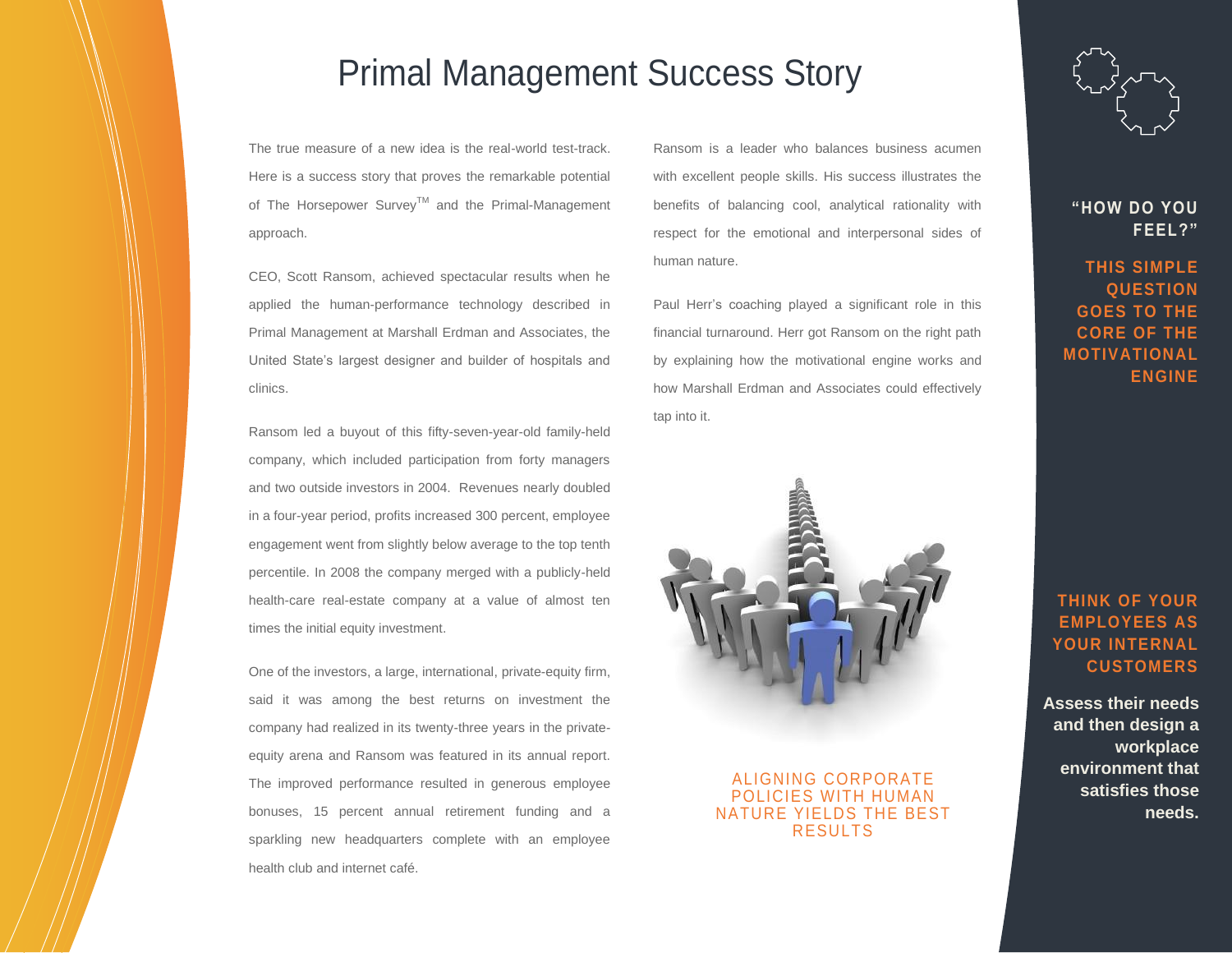# Primal Management Success Story

The true measure of a new idea is the real-world test-track. Here is a success story that proves the remarkable potential of The Horsepower Survey™ and the Primal-Management approach.

CEO, Scott Ransom, achieved spectacular results when he applied the human-performance technology described in Primal Management at Marshall Erdman and Associates, the United State's largest designer and builder of hospitals and clinics.

Ransom led a buyout of this fifty-seven-year-old family-held company, which included participation from forty managers and two outside investors in 2004. Revenues nearly doubled in a four-year period, profits increased 300 percent, employee engagement went from slightly below average to the top tenth percentile. In 2008 the company merged with a publicly-held health-care real-estate company at a value of almost ten times the initial equity investment.

One of the investors, a large, international, private-equity firm, said it was among the best returns on investment the company had realized in its twenty-three years in the private-equity arena and Ransom was featured in its annual report. The improved performance resulted in generous employee bonuses, 15 percent annual retirement funding and a sparkling new headquarters complete with an employee health club and internet café.

Ransom is a leader who balances business acumen with excellent people skills. His success illustrates the benefits of balancing cool, analytical rationality with respect for the emotional and interpersonal sides of human nature.

Paul Herr's coaching played a significant role in this financial turnaround. Herr got Ransom on the right path by explaining how the motivational engine works and how Marshall Erdman and Associates could effectively tap into it.

ALIGNING CORPORATE POLICIES WITH HUMAN NATURE YIELDS THE BEST RESULTS

**"HOW DO YOU FEEL?"**

**THIS SIMPLE QUESTION GOES TO THE CORE OF THE MOTIVATIONAL ENGINE**

**THINK OF YOUR EMPLOYEES AS YOUR INTERNAL CUSTOMERS**

**Assess their needs and then design a workplace environment that satisfies those needs.**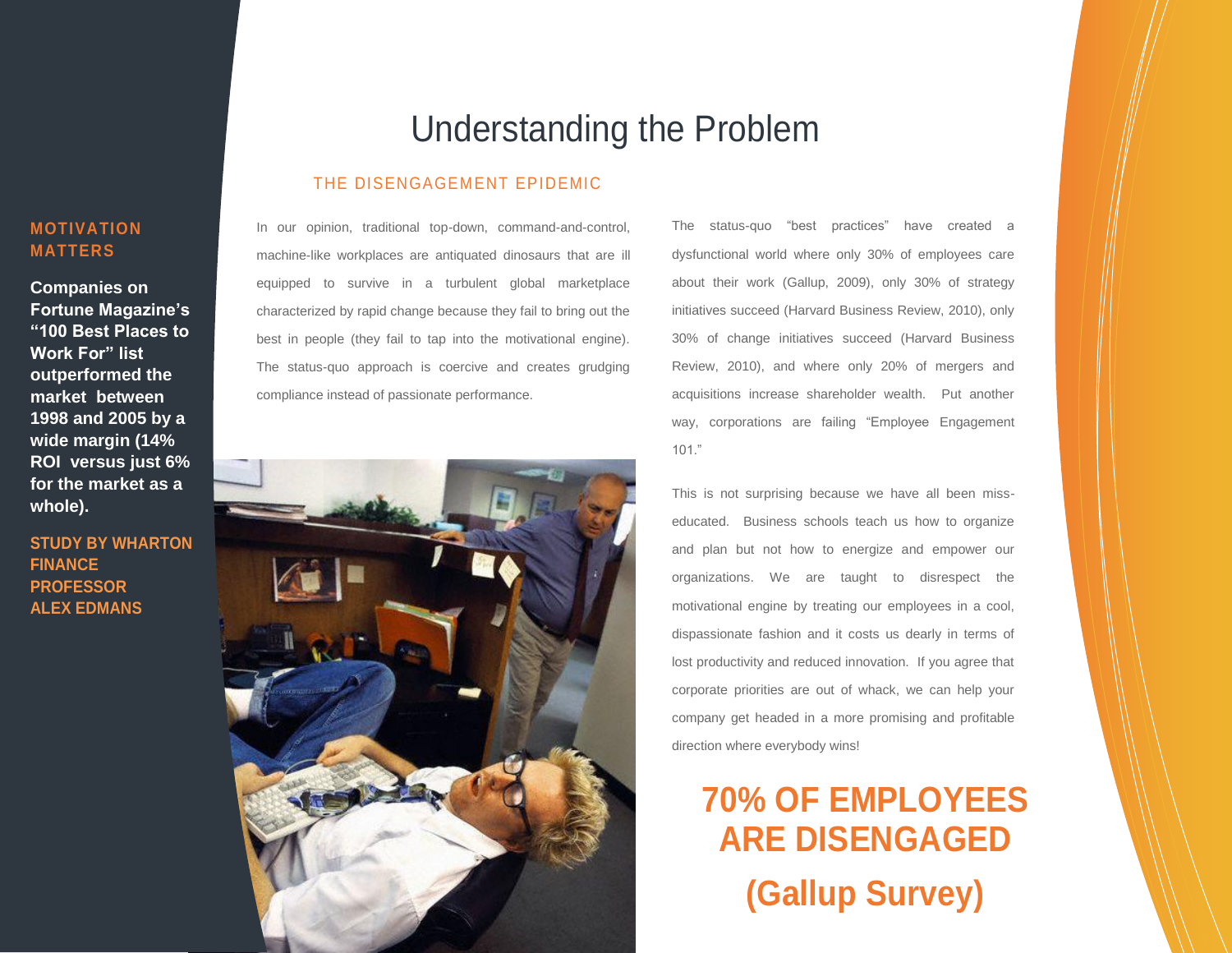# Understanding the Problem

## THE DISENGAGEMENT EPIDEMIC

In our opinion, traditional top-down, command-and-control, machine-like workplaces are antiquated dinosaurs that are ill equipped to survive in a turbulent global marketplace characterized by rapid change because they fail to bring out the best in people (they fail to tap into the motivational engine). The status-quo approach is coercive and creates grudging compliance instead of passionate performance.

The status-quo "best practices" have created a dysfunctional world where only 30% of employees care about their work (Gallup, 2009), only 30% of strategy initiatives succeed (Harvard Business Review, 2010), only 30% of change initiatives succeed (Harvard Business Review, 2010), and where only 20% of mergers and acquisitions increase shareholder wealth. Put another way, corporations are failing "Employee Engagement 101."

This is not surprising because we have all been miss-educated. Business schools teach us how to organize and plan but not how to energize and empower our organizations. We are taught to disrespect the motivational engine by treating our employees in a cool, dispassionate fashion and it costs us dearly in terms of lost productivity and reduced innovation. If you agree that corporate priorities are out of whack, we can help your company get headed in a more promising and profitable direction where everybody wins!

**70% OF EMPLOYEES ARE DISENGAGED**

**(Gallup Survey)**

### MOTIVATION MATTERS

**Companies on Fortune Magazine's "100 Best Places to Work For" list outperformed the market between 1998 and 2005 by a wide margin (14% ROI versus just 6% for the market as a whole).**

**STUDY BY WHARTON FINANCE PROFESSOR ALEX EDMANS**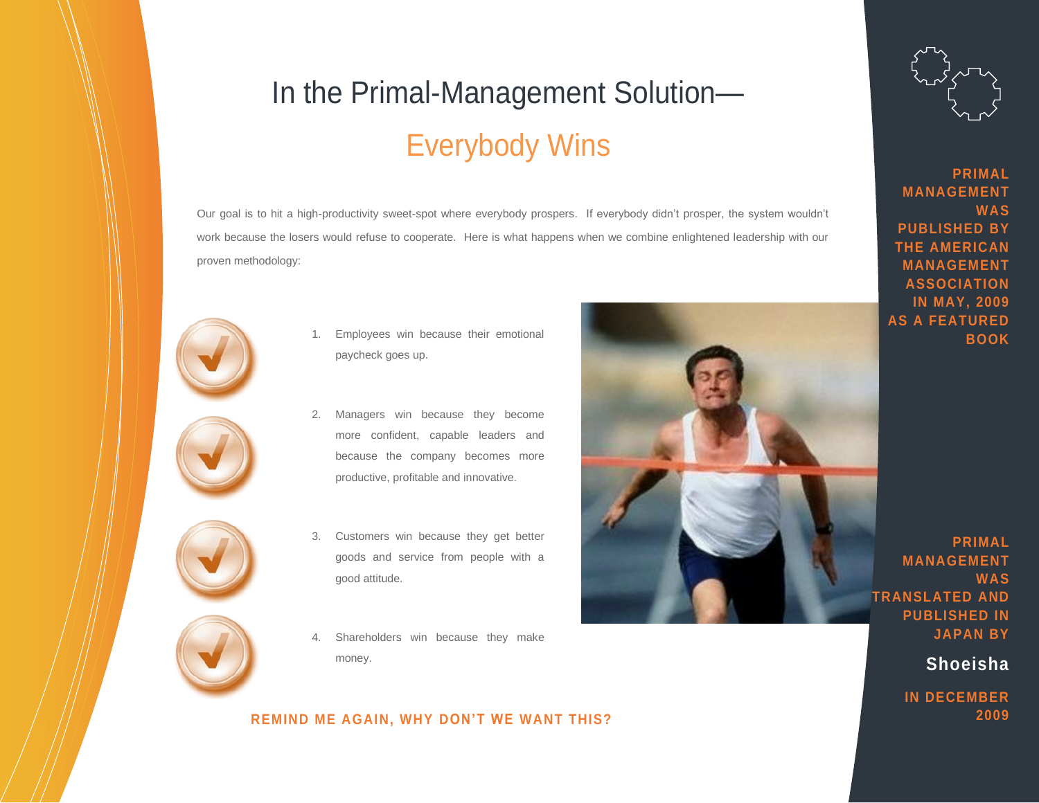# In the Primal-Management Solution—

## Everybody Wins

Our goal is to hit a high-productivity sweet-spot where everybody prospers. If everybody didn't prosper, the system wouldn't work because the losers would refuse to cooperate. Here is what happens when we combine enlightened leadership with our proven methodology:

1. Employees win because their emotional paycheck goes up.
2. Managers win because they become more confident, capable leaders and because the company becomes more productive, profitable and innovative.
3. Customers win because they get better goods and service from people with a good attitude.
4. Shareholders win because they make money.

**REMIND ME AGAIN, WHY DON'T WE WANT THIS?**

**PRIMAL MANAGEMENT WAS PUBLISHED BY THE AMERICAN MANAGEMENT ASSOCIATION IN MAY, 2009 AS A FEATURED BOOK**

**PRIMAL MANAGEMENT WAS TRANSLATED AND PUBLISHED IN JAPAN BY**

**Shoeisha**

**IN DECEMBER 2009**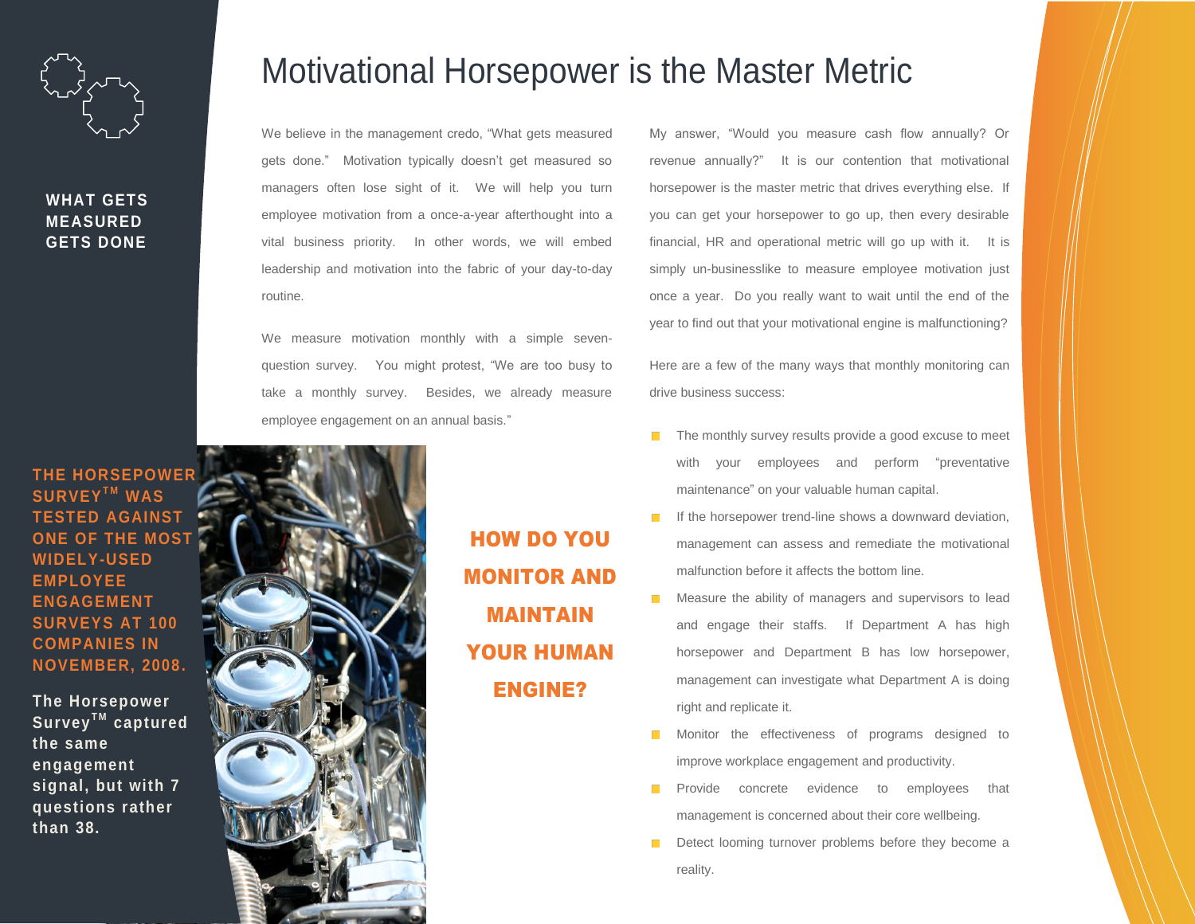# Motivational Horsepower is the Master Metric

**WHAT GETS MEASURED GETS DONE**

**THE HORSEPOWER SURVEY™ WAS TESTED AGAINST ONE OF THE MOST WIDELY-USED EMPLOYEE ENGAGEMENT SURVEYS AT 100 COMPANIES IN NOVEMBER, 2008.**

**The Horsepower Survey™ captured the same engagement signal, but with 7 questions rather than 38.**

We believe in the management credo, "What gets measured gets done." Motivation typically doesn't get measured so managers often lose sight of it. We will help you turn employee motivation from a once-a-year afterthought into a vital business priority. In other words, we will embed leadership and motivation into the fabric of your day-to-day routine.

We measure motivation monthly with a simple seven-question survey. You might protest, "We are too busy to take a monthly survey. Besides, we already measure employee engagement on an annual basis."

**HOW DO YOU MONITOR AND MAINTAIN YOUR HUMAN ENGINE?**

My answer, "Would you measure cash flow annually? Or revenue annually?" It is our contention that motivational horsepower is the master metric that drives everything else. If you can get your horsepower to go up, then every desirable financial, HR and operational metric will go up with it. It is simply un-businesslike to measure employee motivation just once a year. Do you really want to wait until the end of the year to find out that your motivational engine is malfunctioning?

Here are a few of the many ways that monthly monitoring can drive business success:

- The monthly survey results provide a good excuse to meet with your employees and perform "preventative maintenance" on your valuable human capital.
- If the horsepower trend-line shows a downward deviation, management can assess and remediate the motivational malfunction before it affects the bottom line.
- Measure the ability of managers and supervisors to lead and engage their staffs. If Department A has high horsepower and Department B has low horsepower, management can investigate what Department A is doing right and replicate it.
- Monitor the effectiveness of programs designed to improve workplace engagement and productivity.
- Provide concrete evidence to employees that management is concerned about their core wellbeing.
- Detect looming turnover problems before they become a reality.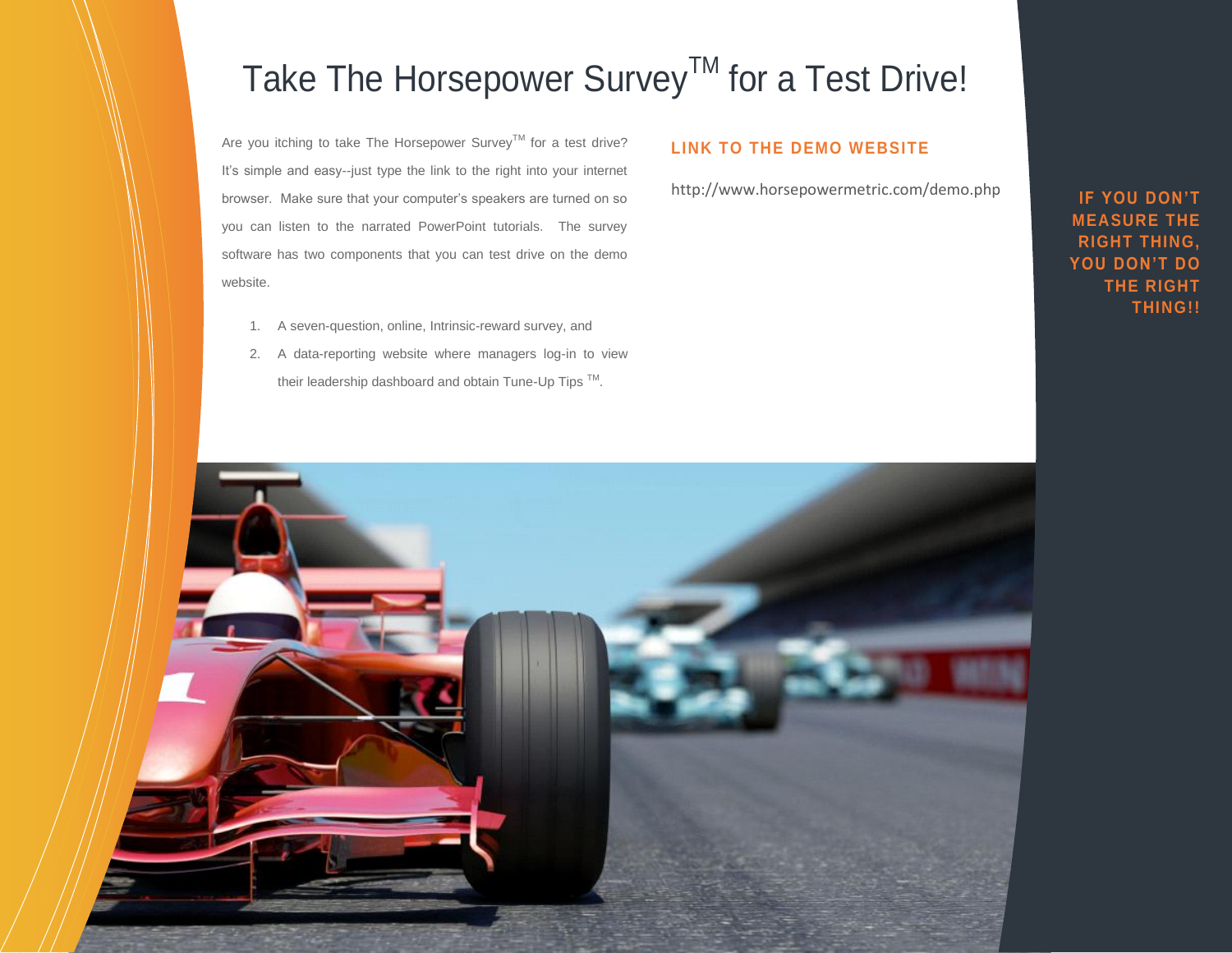# Take The Horsepower Survey™ for a Test Drive!

Are you itching to take The Horsepower Survey™ for a test drive? It's simple and easy--just type the link to the right into your internet browser. Make sure that your computer's speakers are turned on so you can listen to the narrated PowerPoint tutorials. The survey software has two components that you can test drive on the demo website.

1. A seven-question, online, Intrinsic-reward survey, and
2. A data-reporting website where managers log-in to view their leadership dashboard and obtain Tune-Up Tips ™.

## LINK TO THE DEMO WEBSITE

http://www.horsepowermetric.com/demo.php

**IF YOU DON'T MEASURE THE RIGHT THING, YOU DON'T DO THE RIGHT THING!!**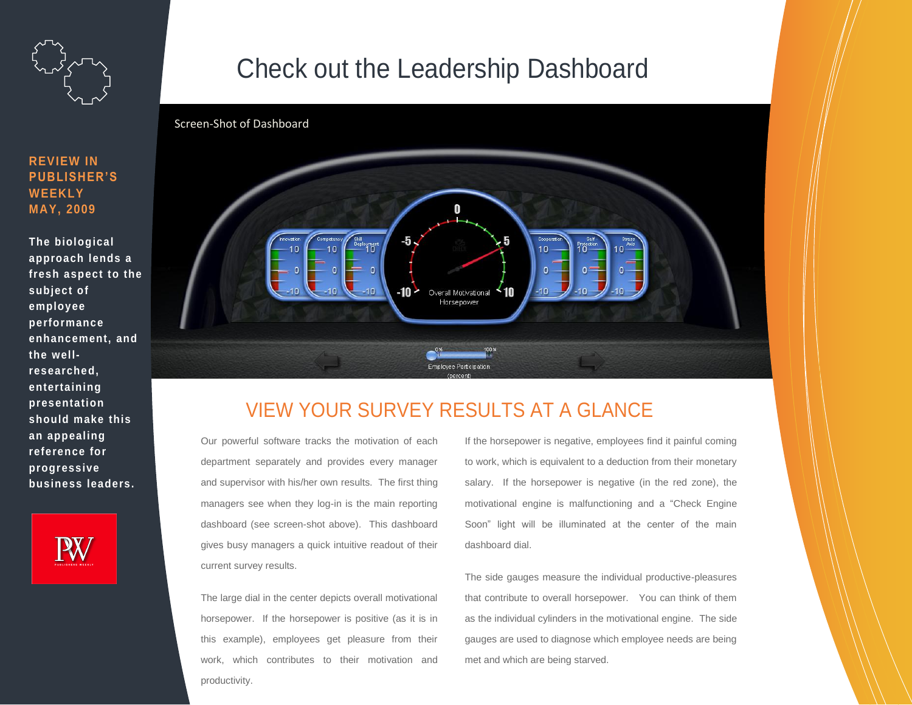**REVIEW IN PUBLISHER'S WEEKLY MAY, 2009**

**The biological approach lends a fresh aspect to the subject of employee performance enhancement, and the well-researched, entertaining presentation should make this an appealing reference for progressive business leaders.**

# Check out the Leadership Dashboard

Screen-Shot of Dashboard

## VIEW YOUR SURVEY RESULTS AT A GLANCE

Our powerful software tracks the motivation of each department separately and provides every manager and supervisor with his/her own results. The first thing managers see when they log-in is the main reporting dashboard (see screen-shot above). This dashboard gives busy managers a quick intuitive readout of their current survey results.

The large dial in the center depicts overall motivational horsepower. If the horsepower is positive (as it is in this example), employees get pleasure from their work, which contributes to their motivation and productivity.

If the horsepower is negative, employees find it painful coming to work, which is equivalent to a deduction from their monetary salary. If the horsepower is negative (in the red zone), the motivational engine is malfunctioning and a "Check Engine Soon" light will be illuminated at the center of the main dashboard dial.

The side gauges measure the individual productive-pleasures that contribute to overall horsepower. You can think of them as the individual cylinders in the motivational engine. The side gauges are used to diagnose which employee needs are being met and which are being starved.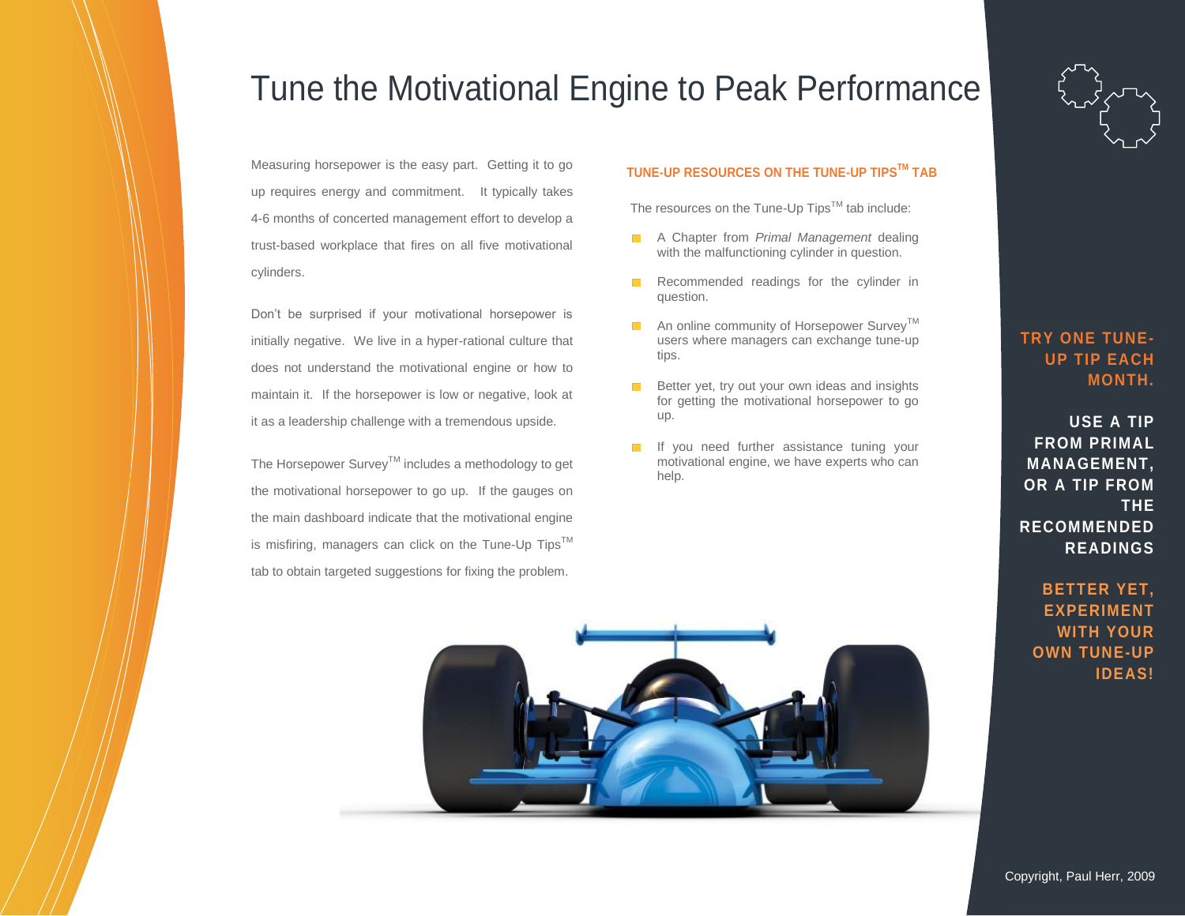# Tune the Motivational Engine to Peak Performance

Measuring horsepower is the easy part. Getting it to go up requires energy and commitment. It typically takes 4-6 months of concerted management effort to develop a trust-based workplace that fires on all five motivational cylinders.

Don't be surprised if your motivational horsepower is initially negative. We live in a hyper-rational culture that does not understand the motivational engine or how to maintain it. If the horsepower is low or negative, look at it as a leadership challenge with a tremendous upside.

The Horsepower Survey™ includes a methodology to get the motivational horsepower to go up. If the gauges on the main dashboard indicate that the motivational engine is misfiring, managers can click on the Tune-Up Tips™ tab to obtain targeted suggestions for fixing the problem.

### TUNE-UP RESOURCES ON THE TUNE-UP TIPS™ TAB

The resources on the Tune-Up Tips™ tab include:

- A Chapter from *Primal Management* dealing with the malfunctioning cylinder in question.
- Recommended readings for the cylinder in question.
- An online community of Horsepower Survey™ users where managers can exchange tune-up tips.
- Better yet, try out your own ideas and insights for getting the motivational horsepower to go up.
- If you need further assistance tuning your motivational engine, we have experts who can help.

**TRY ONE TUNE-UP TIP EACH MONTH.**

**USE A TIP FROM PRIMAL MANAGEMENT, OR A TIP FROM THE RECOMMENDED READINGS**

**BETTER YET, EXPERIMENT WITH YOUR OWN TUNE-UP IDEAS!**

Copyright, Paul Herr, 2009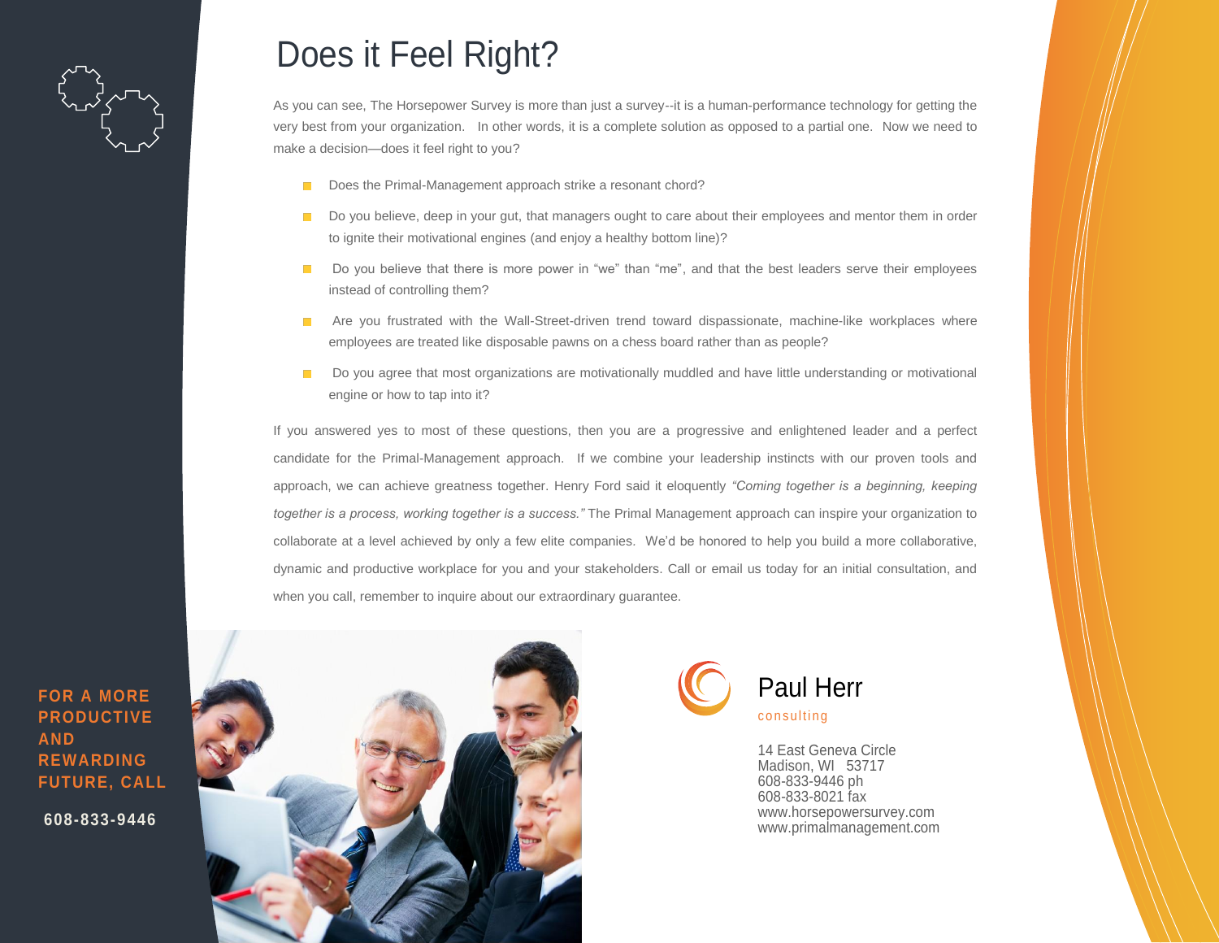# Does it Feel Right?

As you can see, The Horsepower Survey is more than just a survey--it is a human-performance technology for getting the very best from your organization. In other words, it is a complete solution as opposed to a partial one. Now we need to make a decision—does it feel right to you?

- Does the Primal-Management approach strike a resonant chord?
- Do you believe, deep in your gut, that managers ought to care about their employees and mentor them in order to ignite their motivational engines (and enjoy a healthy bottom line)?
- Do you believe that there is more power in "we" than "me", and that the best leaders serve their employees instead of controlling them?
- Are you frustrated with the Wall-Street-driven trend toward dispassionate, machine-like workplaces where employees are treated like disposable pawns on a chess board rather than as people?
- Do you agree that most organizations are motivationally muddled and have little understanding or motivational engine or how to tap into it?

If you answered yes to most of these questions, then you are a progressive and enlightened leader and a perfect candidate for the Primal-Management approach. If we combine your leadership instincts with our proven tools and approach, we can achieve greatness together. Henry Ford said it eloquently *"Coming together is a beginning, keeping together is a process, working together is a success."* The Primal Management approach can inspire your organization to collaborate at a level achieved by only a few elite companies. We'd be honored to help you build a more collaborative, dynamic and productive workplace for you and your stakeholders. Call or email us today for an initial consultation, and when you call, remember to inquire about our extraordinary guarantee.

**FOR A MORE PRODUCTIVE AND REWARDING FUTURE, CALL**

**608-833-9446**

Paul Herr
consulting

14 East Geneva Circle
Madison, WI 53717
608-833-9446 ph
608-833-8021 fax
www.horsepowersurvey.com
www.primalmanagement.com